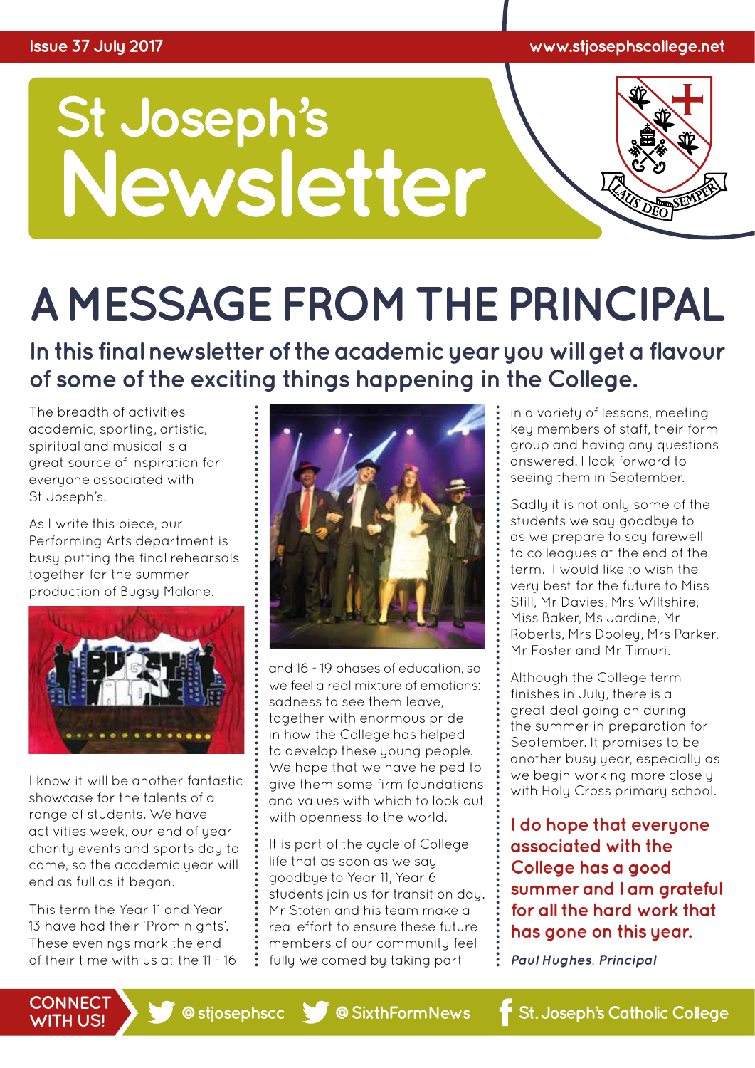Issue 37 July 2017 | www.stjosephscollege.net

# St Joseph's Newsletter

## A MESSAGE FROM THE PRINCIPAL

### In this final newsletter of the academic year you will get a flavour of some of the exciting things happening in the College.

The breadth of activities academic, sporting, artistic, spiritual and musical is a great source of inspiration for everyone associated with St Joseph's.

As I write this piece, our Performing Arts department is busy putting the final rehearsals together for the summer production of Bugsy Malone.

I know it will be another fantastic showcase for the talents of a range of students. We have activities week, our end of year charity events and sports day to come, so the academic year will end as full as it began.

This term the Year 11 and Year 13 have had their 'Prom nights'. These evenings mark the end of their time with us at the 11 - 16 and 16 - 19 phases of education, so we feel a real mixture of emotions: sadness to see them leave, together with enormous pride in how the College has helped to develop these young people. We hope that we have helped to give them some firm foundations and values with which to look out with openness to the world.

It is part of the cycle of College life that as soon as we say goodbye to Year 11, Year 6 students join us for transition day. Mr Stoten and his team make a real effort to ensure these future members of our community feel fully welcomed by taking part in a variety of lessons, meeting key members of staff, their form group and having any questions answered. I look forward to seeing them in September.

Sadly it is not only some of the students we say goodbye to as we prepare to say farewell to colleagues at the end of the term. I would like to wish the very best for the future to Miss Still, Mr Davies, Mrs Wiltshire, Miss Baker, Ms Jardine, Mr Roberts, Mrs Dooley, Mrs Parker, Mr Foster and Mr Timuri.

Although the College term finishes in July, there is a great deal going on during the summer in preparation for September. It promises to be another busy year, especially as we begin working more closely with Holy Cross primary school.

**I do hope that everyone associated with the College has a good summer and I am grateful for all the hard work that has gone on this year.**

***Paul Hughes, Principal***

CONNECT WITH US! @stjosephscc @SixthFormNews St. Joseph's Catholic College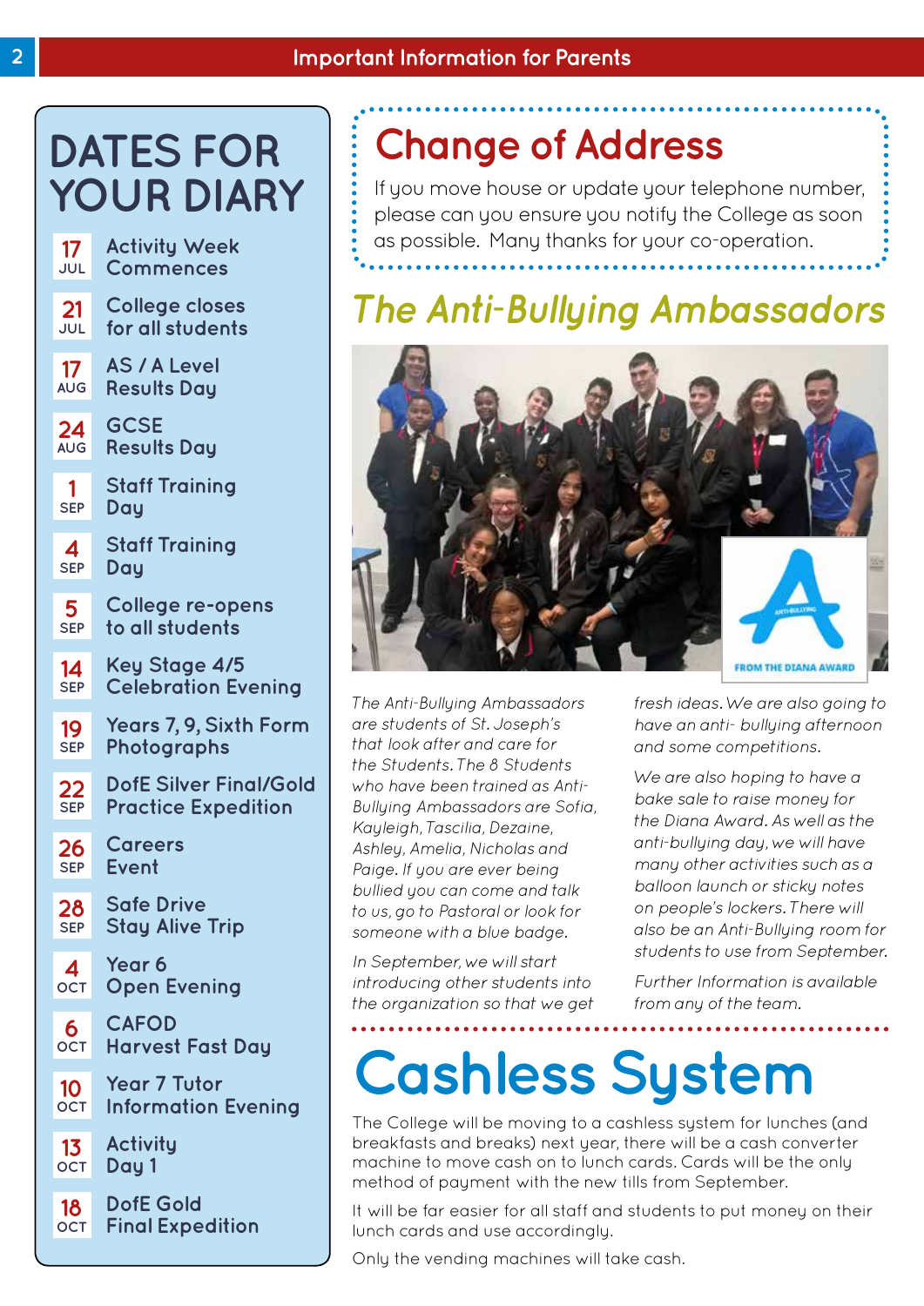## DATES FOR YOUR DIARY

- **17 JUL** – Activity Week Commences
- **21 JUL** – College closes for all students
- **17 AUG** – AS / A Level Results Day
- **24 AUG** – GCSE Results Day
- **1 SEP** – Staff Training Day
- **4 SEP** – Staff Training Day
- **5 SEP** – College re-opens to all students
- **14 SEP** – Key Stage 4/5 Celebration Evening
- **19 SEP** – Years 7, 9, Sixth Form Photographs
- **22 SEP** – DofE Silver Final/Gold Practice Expedition
- **26 SEP** – Careers Event
- **28 SEP** – Safe Drive Stay Alive Trip
- **4 OCT** – Year 6 Open Evening
- **6 OCT** – CAFOD Harvest Fast Day
- **10 OCT** – Year 7 Tutor Information Evening
- **13 OCT** – Activity Day 1
- **18 OCT** – DofE Gold Final Expedition

## Change of Address

If you move house or update your telephone number, please can you ensure you notify the College as soon as possible. Many thanks for your co-operation.

## *The Anti-Bullying Ambassadors*

*The Anti-Bullying Ambassadors are students of St. Joseph's that look after and care for the Students. The 8 Students who have been trained as Anti-Bullying Ambassadors are Sofia, Kayleigh, Tascilia, Dezaine, Ashley, Amelia, Nicholas and Paige. If you are ever being bullied you can come and talk to us, go to Pastoral or look for someone with a blue badge.*

*In September, we will start introducing other students into the organization so that we get fresh ideas. We are also going to have an anti- bullying afternoon and some competitions.*

*We are also hoping to have a bake sale to raise money for the Diana Award. As well as the anti-bullying day, we will have many other activities such as a balloon launch or sticky notes on people's lockers. There will also be an Anti-Bullying room for students to use from September.*

*Further Information is available from any of the team.*

## Cashless System

The College will be moving to a cashless system for lunches (and breakfasts and breaks) next year, there will be a cash converter machine to move cash on to lunch cards. Cards will be the only method of payment with the new tills from September.

It will be far easier for all staff and students to put money on their lunch cards and use accordingly.

Only the vending machines will take cash.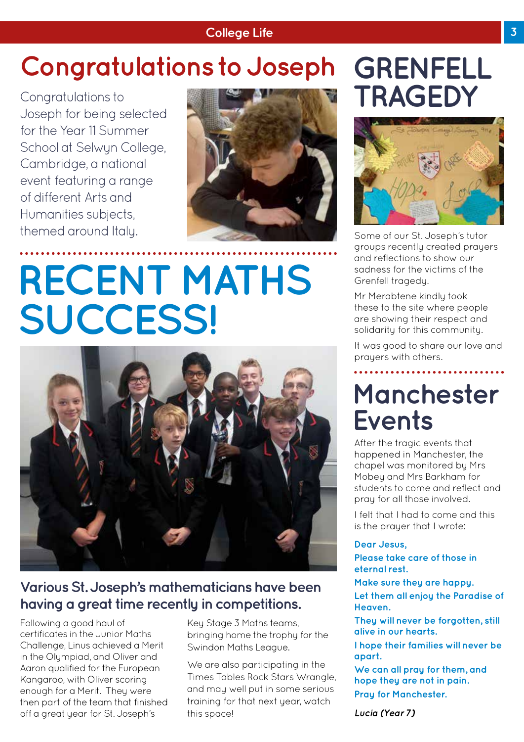# Congratulations to Joseph

Congratulations to Joseph for being selected for the Year 11 Summer School at Selwyn College, Cambridge, a national event featuring a range of different Arts and Humanities subjects, themed around Italy.

# RECENT MATHS SUCCESS!

### Various St. Joseph's mathematicians have been having a great time recently in competitions.

Following a good haul of certificates in the Junior Maths Challenge, Linus achieved a Merit in the Olympiad, and Oliver and Aaron qualified for the European Kangaroo, with Oliver scoring enough for a Merit. They were then part of the team that finished off a great year for St. Joseph's Key Stage 3 Maths teams, bringing home the trophy for the Swindon Maths League.

We are also participating in the Times Tables Rock Stars Wrangle, and may well put in some serious training for that next year, watch this space!

# GRENFELL TRAGEDY

Some of our St. Joseph's tutor groups recently created prayers and reflections to show our sadness for the victims of the Grenfell tragedy.

Mr Merabtene kindly took these to the site where people are showing their respect and solidarity for this community.

It was good to share our love and prayers with others.

# Manchester Events

After the tragic events that happened in Manchester, the chapel was monitored by Mrs Mobey and Mrs Barkham for students to come and reflect and pray for all those involved.

I felt that I had to come and this is the prayer that I wrote:

**Dear Jesus,**

**Please take care of those in eternal rest.**

**Make sure they are happy.**

**Let them all enjoy the Paradise of Heaven.**

**They will never be forgotten, still alive in our hearts.**

**I hope their families will never be apart.**

**We can all pray for them, and hope they are not in pain.**

**Pray for Manchester.**

***Lucia (Year 7)***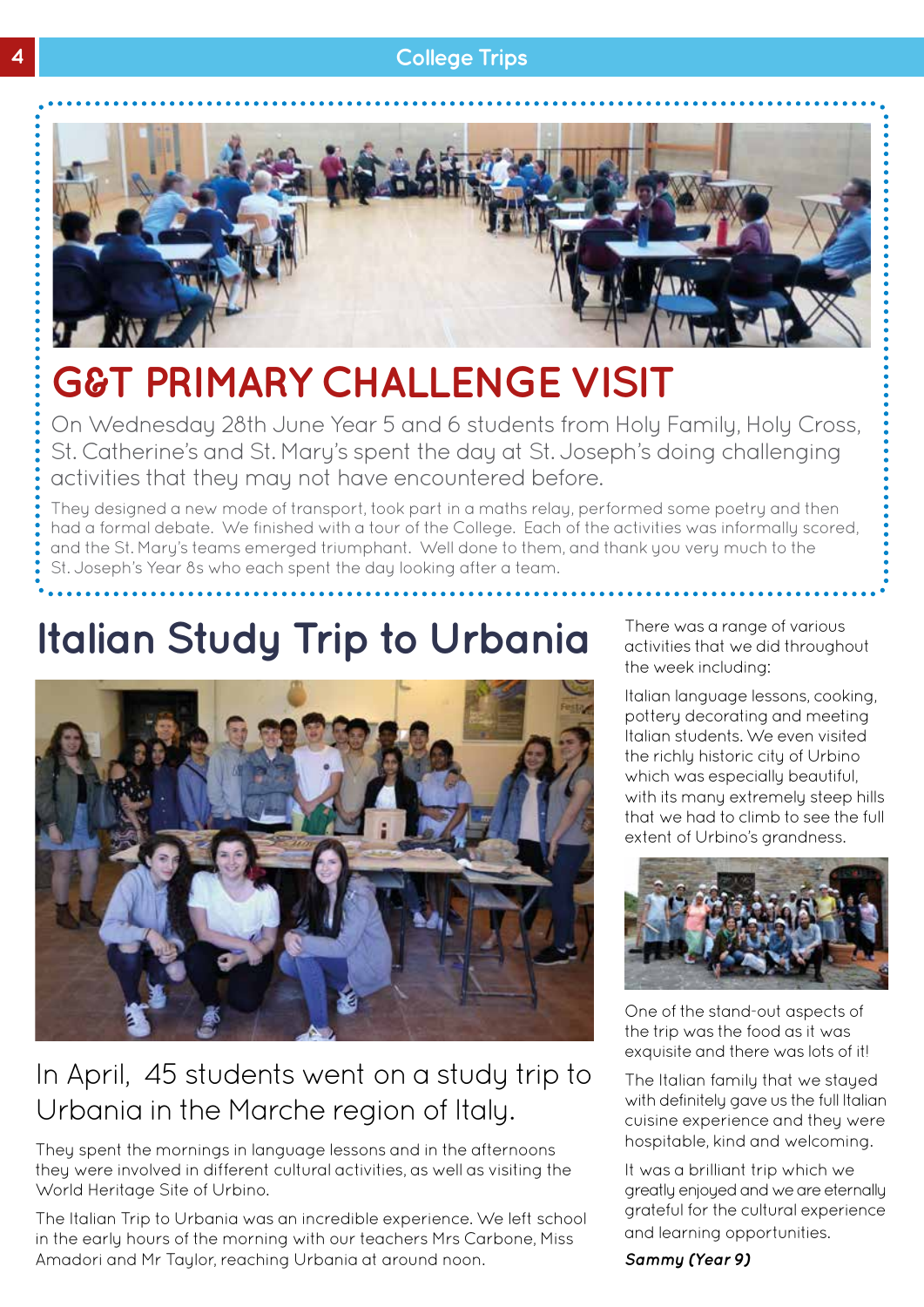## G&T PRIMARY CHALLENGE VISIT

On Wednesday 28th June Year 5 and 6 students from Holy Family, Holy Cross, St. Catherine's and St. Mary's spent the day at St. Joseph's doing challenging activities that they may not have encountered before.

They designed a new mode of transport, took part in a maths relay, performed some poetry and then had a formal debate. We finished with a tour of the College. Each of the activities was informally scored, and the St. Mary's teams emerged triumphant. Well done to them, and thank you very much to the St. Joseph's Year 8s who each spent the day looking after a team.

## Italian Study Trip to Urbania

In April, 45 students went on a study trip to Urbania in the Marche region of Italy.

They spent the mornings in language lessons and in the afternoons they were involved in different cultural activities, as well as visiting the World Heritage Site of Urbino.

The Italian Trip to Urbania was an incredible experience. We left school in the early hours of the morning with our teachers Mrs Carbone, Miss Amadori and Mr Taylor, reaching Urbania at around noon.

There was a range of various activities that we did throughout the week including:

Italian language lessons, cooking, pottery decorating and meeting Italian students. We even visited the richly historic city of Urbino which was especially beautiful, with its many extremely steep hills that we had to climb to see the full extent of Urbino's grandness.

One of the stand-out aspects of the trip was the food as it was exquisite and there was lots of it!

The Italian family that we stayed with definitely gave us the full Italian cuisine experience and they were hospitable, kind and welcoming.

It was a brilliant trip which we greatly enjoyed and we are eternally grateful for the cultural experience and learning opportunities.

***Sammy (Year 9)***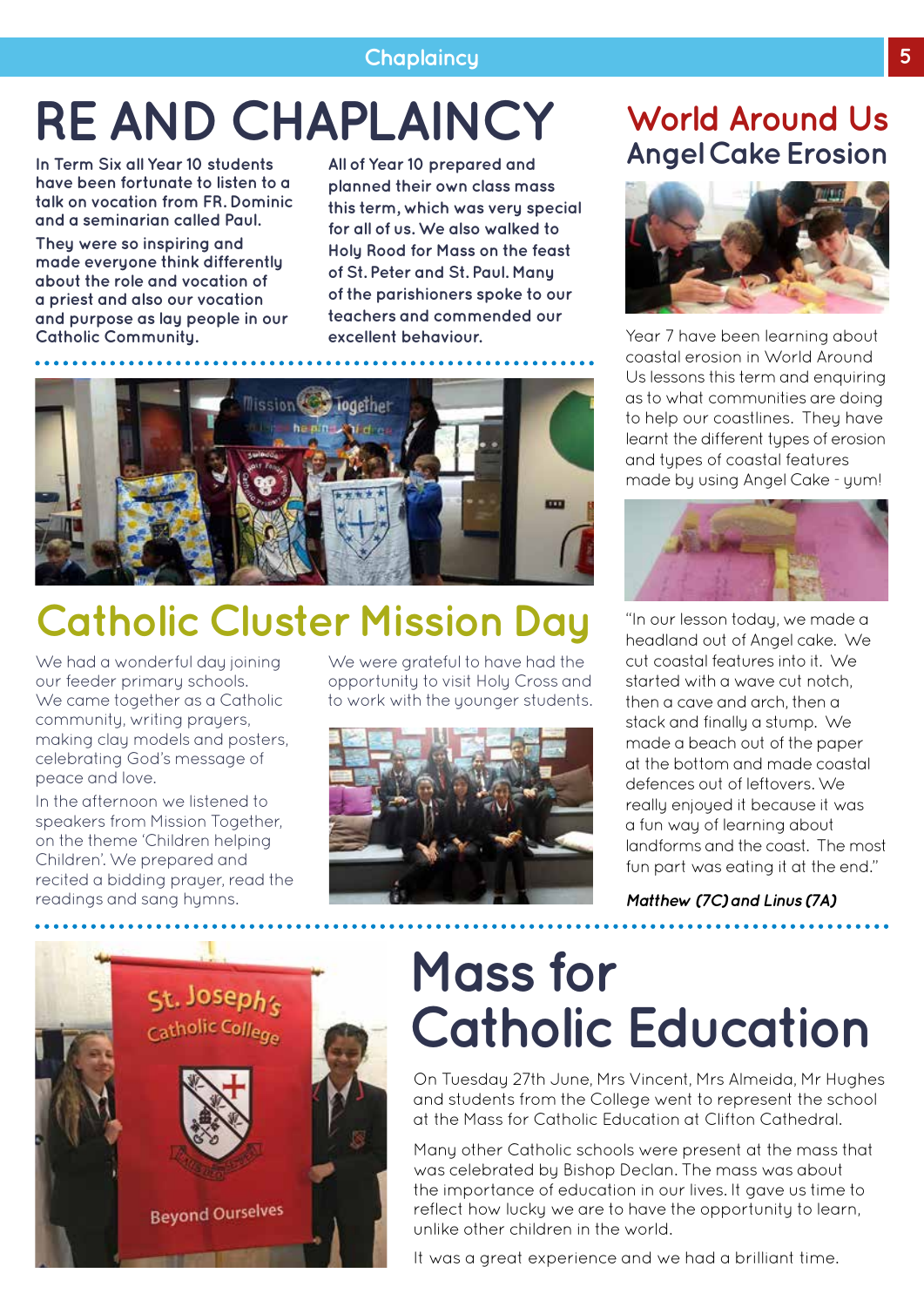# RE AND CHAPLAINCY

**In Term Six all Year 10 students have been fortunate to listen to a talk on vocation from FR. Dominic and a seminarian called Paul.**

**They were so inspiring and made everyone think differently about the role and vocation of a priest and also our vocation and purpose as lay people in our Catholic Community.**

**All of Year 10 prepared and planned their own class mass this term, which was very special for all of us. We also walked to Holy Rood for Mass on the feast of St. Peter and St. Paul. Many of the parishioners spoke to our teachers and commended our excellent behaviour.**

## Catholic Cluster Mission Day

We had a wonderful day joining our feeder primary schools. We came together as a Catholic community, writing prayers, making clay models and posters, celebrating God's message of peace and love.

In the afternoon we listened to speakers from Mission Together, on the theme 'Children helping Children'. We prepared and recited a bidding prayer, read the readings and sang hymns.

We were grateful to have had the opportunity to visit Holy Cross and to work with the younger students.

## World Around Us
### Angel Cake Erosion

Year 7 have been learning about coastal erosion in World Around Us lessons this term and enquiring as to what communities are doing to help our coastlines. They have learnt the different types of erosion and types of coastal features made by using Angel Cake - yum!

"In our lesson today, we made a headland out of Angel cake. We cut coastal features into it. We started with a wave cut notch, then a cave and arch, then a stack and finally a stump. We made a beach out of the paper at the bottom and made coastal defences out of leftovers. We really enjoyed it because it was a fun way of learning about landforms and the coast. The most fun part was eating it at the end."

***Matthew (7C) and Linus (7A)***

# Mass for Catholic Education

On Tuesday 27th June, Mrs Vincent, Mrs Almeida, Mr Hughes and students from the College went to represent the school at the Mass for Catholic Education at Clifton Cathedral.

Many other Catholic schools were present at the mass that was celebrated by Bishop Declan. The mass was about the importance of education in our lives. It gave us time to reflect how lucky we are to have the opportunity to learn, unlike other children in the world.

It was a great experience and we had a brilliant time.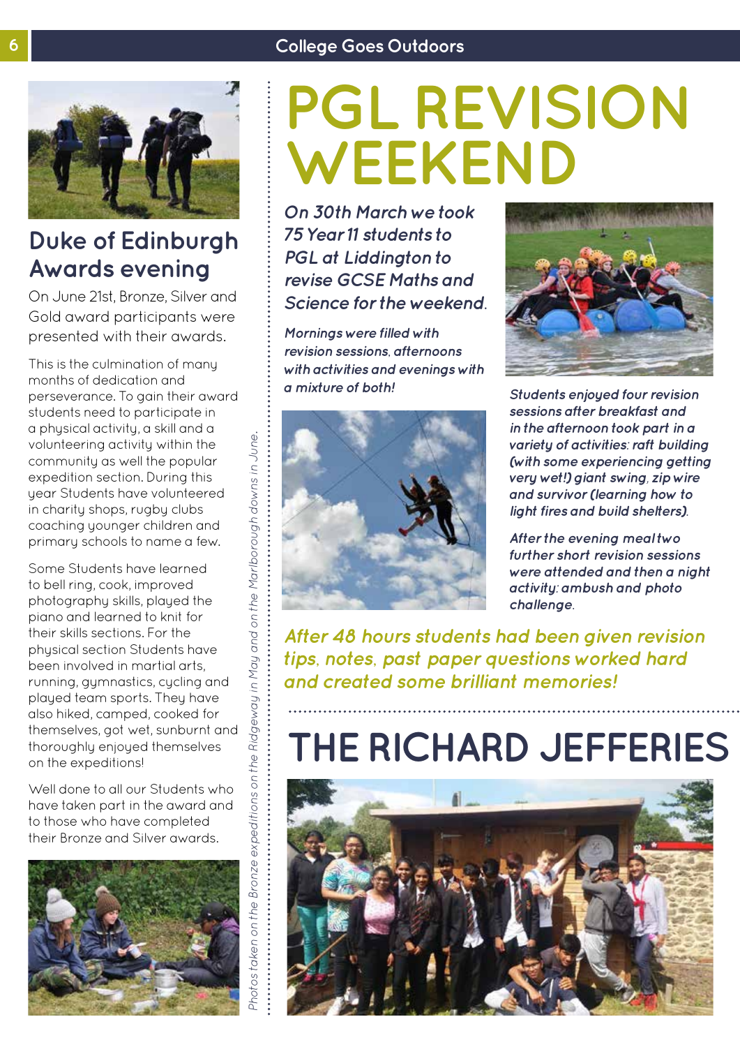## Duke of Edinburgh Awards evening

On June 21st, Bronze, Silver and Gold award participants were presented with their awards.

This is the culmination of many months of dedication and perseverance. To gain their award students need to participate in a physical activity, a skill and a volunteering activity within the community as well the popular expedition section. During this year Students have volunteered in charity shops, rugby clubs coaching younger children and primary schools to name a few.

Some Students have learned to bell ring, cook, improved photography skills, played the piano and learned to knit for their skills sections. For the physical section Students have been involved in martial arts, running, gymnastics, cycling and played team sports. They have also hiked, camped, cooked for themselves, got wet, sunburnt and thoroughly enjoyed themselves on the expeditions!

Well done to all our Students who have taken part in the award and to those who have completed their Bronze and Silver awards.

*Photos taken on the Bronze expeditions on the Ridgeway in May and on the Marlborough downs in June.*

# PGL REVISION WEEKEND

*On 30th March we took 75 Year 11 students to PGL at Liddington to revise GCSE Maths and Science for the weekend.*

*Mornings were filled with revision sessions, afternoons with activities and evenings with a mixture of both!*

*Students enjoyed four revision sessions after breakfast and in the afternoon took part in a variety of activities: raft building (with some experiencing getting very wet!) giant swing, zip wire and survivor (learning how to light fires and build shelters).*

*After the evening meal two further short revision sessions were attended and then a night activity: ambush and photo challenge.*

*After 48 hours students had been given revision tips, notes, past paper questions worked hard and created some brilliant memories!*

# THE RICHARD JEFFERIES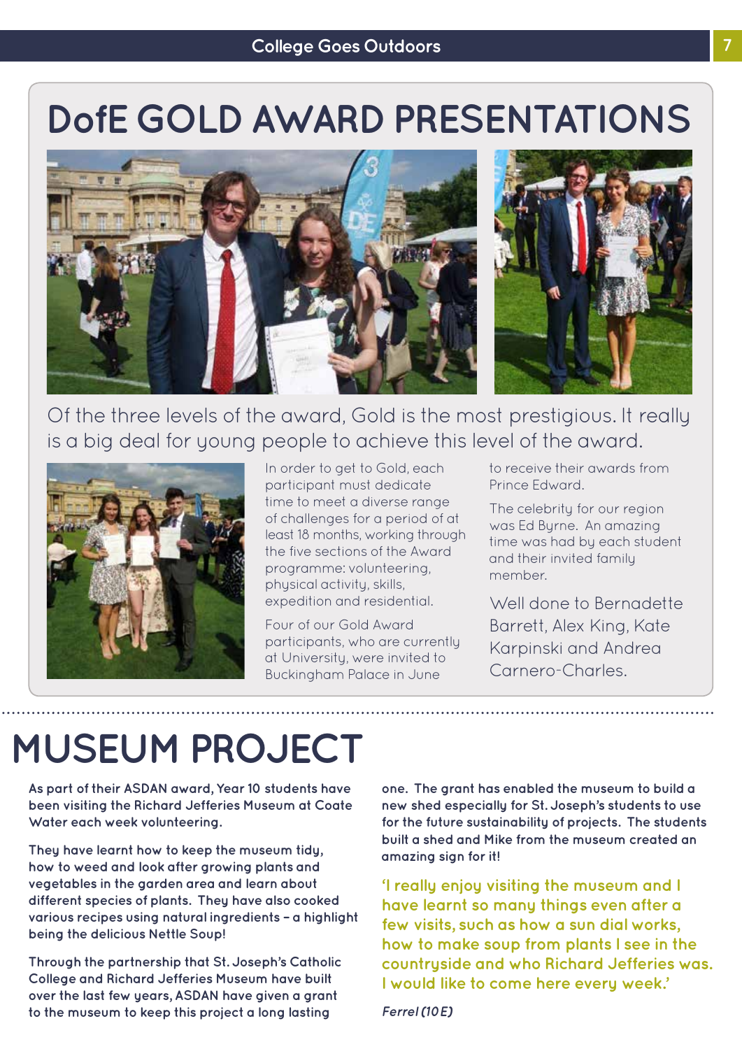# DofE GOLD AWARD PRESENTATIONS

Of the three levels of the award, Gold is the most prestigious. It really is a big deal for young people to achieve this level of the award.

In order to get to Gold, each participant must dedicate time to meet a diverse range of challenges for a period of at least 18 months, working through the five sections of the Award programme: volunteering, physical activity, skills, expedition and residential.

Four of our Gold Award participants, who are currently at University, were invited to Buckingham Palace in June to receive their awards from Prince Edward.

The celebrity for our region was Ed Byrne. An amazing time was had by each student and their invited family member.

Well done to Bernadette Barrett, Alex King, Kate Karpinski and Andrea Carnero-Charles.

# MUSEUM PROJECT

**As part of their ASDAN award, Year 10 students have been visiting the Richard Jefferies Museum at Coate Water each week volunteering.**

**They have learnt how to keep the museum tidy, how to weed and look after growing plants and vegetables in the garden area and learn about different species of plants. They have also cooked various recipes using natural ingredients – a highlight being the delicious Nettle Soup!**

**Through the partnership that St. Joseph's Catholic College and Richard Jefferies Museum have built over the last few years, ASDAN have given a grant to the museum to keep this project a long lasting one. The grant has enabled the museum to build a new shed especially for St. Joseph's students to use for the future sustainability of projects. The students built a shed and Mike from the museum created an amazing sign for it!**

**'I really enjoy visiting the museum and I have learnt so many things even after a few visits, such as how a sun dial works, how to make soup from plants I see in the countryside and who Richard Jefferies was. I would like to come here every week.'**

***Ferrel (10E)***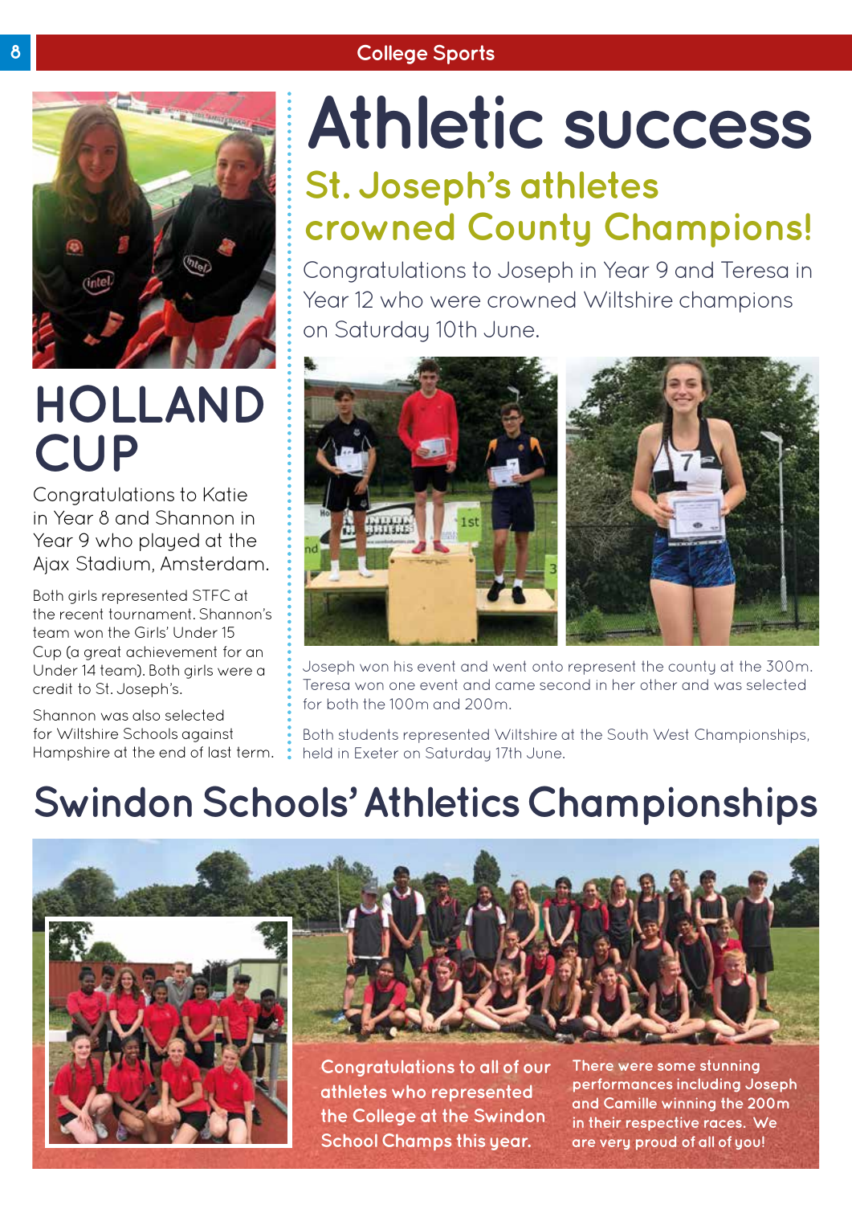# HOLLAND CUP

Congratulations to Katie in Year 8 and Shannon in Year 9 who played at the Ajax Stadium, Amsterdam.

Both girls represented STFC at the recent tournament. Shannon's team won the Girls' Under 15 Cup (a great achievement for an Under 14 team). Both girls were a credit to St. Joseph's.

Shannon was also selected for Wiltshire Schools against Hampshire at the end of last term.

# Athletic success

## St. Joseph's athletes crowned County Champions!

Congratulations to Joseph in Year 9 and Teresa in Year 12 who were crowned Wiltshire champions on Saturday 10th June.

Joseph won his event and went onto represent the county at the 300m. Teresa won one event and came second in her other and was selected for both the 100m and 200m.

Both students represented Wiltshire at the South West Championships, held in Exeter on Saturday 17th June.

# Swindon Schools' Athletics Championships

**Congratulations to all of our athletes who represented the College at the Swindon School Champs this year.**

**There were some stunning performances including Joseph and Camille winning the 200m in their respective races. We are very proud of all of you!**